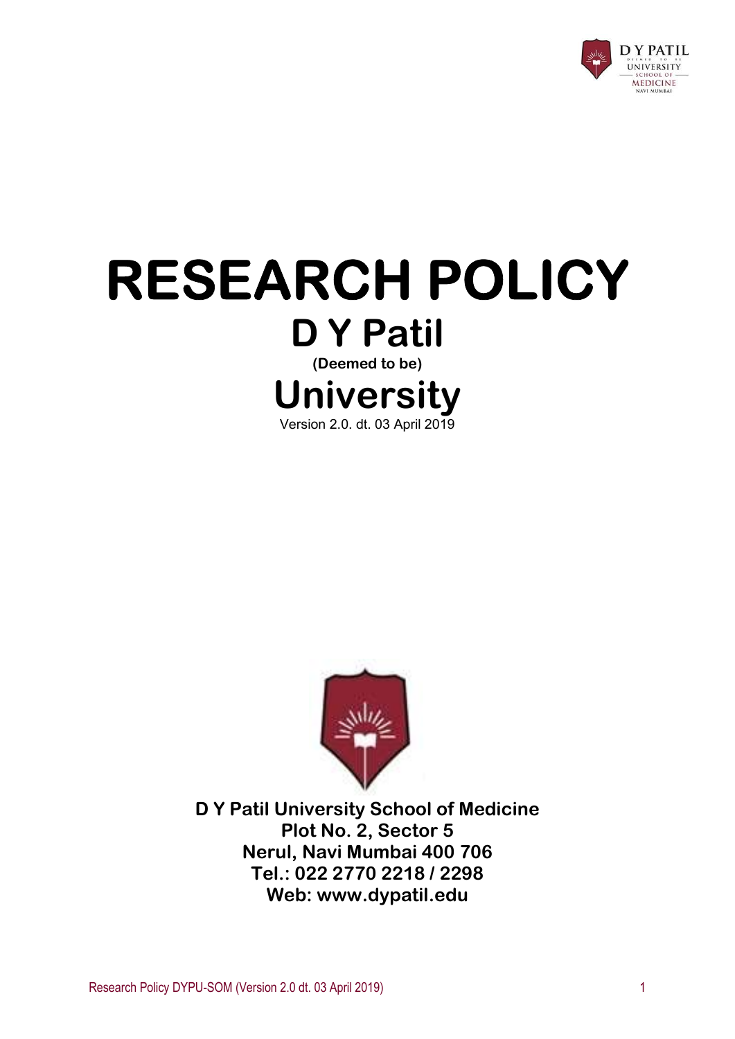# RESEARCH POLICY

## D Y Patil

**(Deemed to be)**

## University

Version 2.0. dt. 03 April 2019

**D Y Patil University School of Medicine**
**Plot No. 2, Sector 5**
**Nerul, Navi Mumbai 400 706**
**Tel.: 022 2770 2218 / 2298**
**Web: www.dypatil.edu**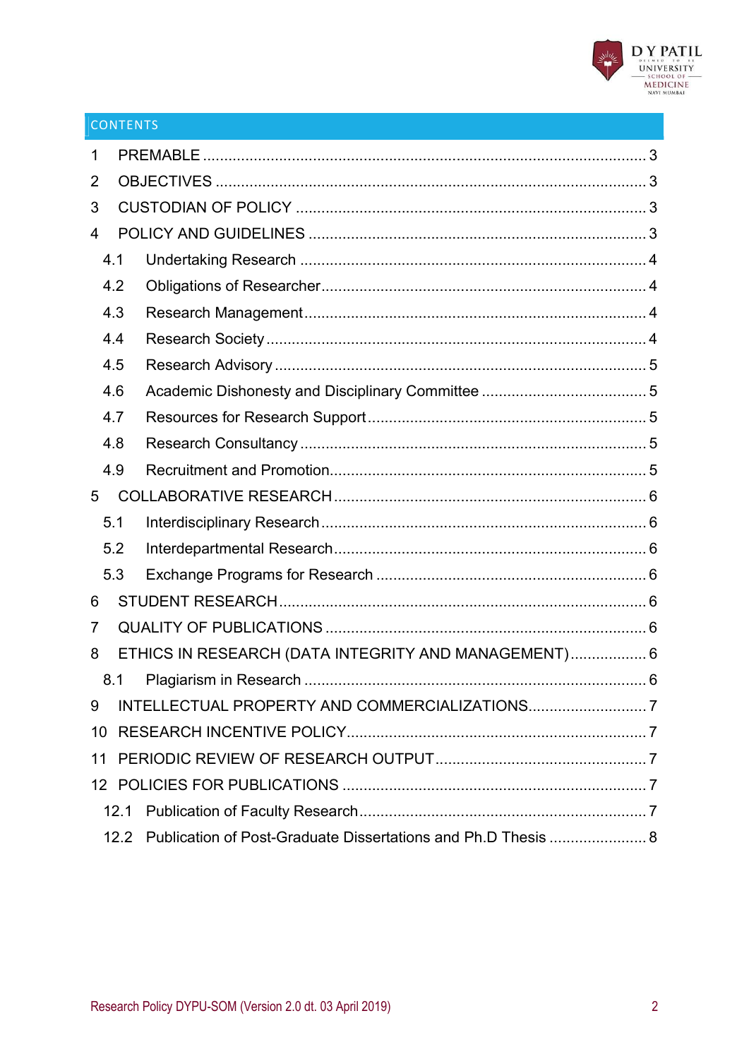## CONTENTS

1 PREMABLE ........................................................................................................ 3
2 OBJECTIVES ..................................................................................................... 3
3 CUSTODIAN OF POLICY .................................................................................. 3
4 POLICY AND GUIDELINES ................................................................................ 3
  4.1 Undertaking Research .................................................................................. 4
  4.2 Obligations of Researcher............................................................................. 4
  4.3 Research Management................................................................................. 4
  4.4 Research Society .......................................................................................... 4
  4.5 Research Advisory ........................................................................................ 5
  4.6 Academic Dishonesty and Disciplinary Committee ....................................... 5
  4.7 Resources for Research Support .................................................................. 5
  4.8 Research Consultancy .................................................................................. 5
  4.9 Recruitment and Promotion........................................................................... 5
5 COLLABORATIVE RESEARCH .......................................................................... 6
  5.1 Interdisciplinary Research ............................................................................ 6
  5.2 Interdepartmental Research.......................................................................... 6
  5.3 Exchange Programs for Research ................................................................ 6
6 STUDENT RESEARCH...................................................................................... 6
7 QUALITY OF PUBLICATIONS ........................................................................... 6
8 ETHICS IN RESEARCH (DATA INTEGRITY AND MANAGEMENT) .................. 6
  8.1 Plagiarism in Research ................................................................................. 6
9 INTELLECTUAL PROPERTY AND COMMERCIALIZATIONS............................ 7
10 RESEARCH INCENTIVE POLICY...................................................................... 7
11 PERIODIC REVIEW OF RESEARCH OUTPUT.................................................. 7
12 POLICIES FOR PUBLICATIONS ....................................................................... 7
  12.1 Publication of Faculty Research.................................................................... 7
  12.2 Publication of Post-Graduate Dissertations and Ph.D Thesis ....................... 8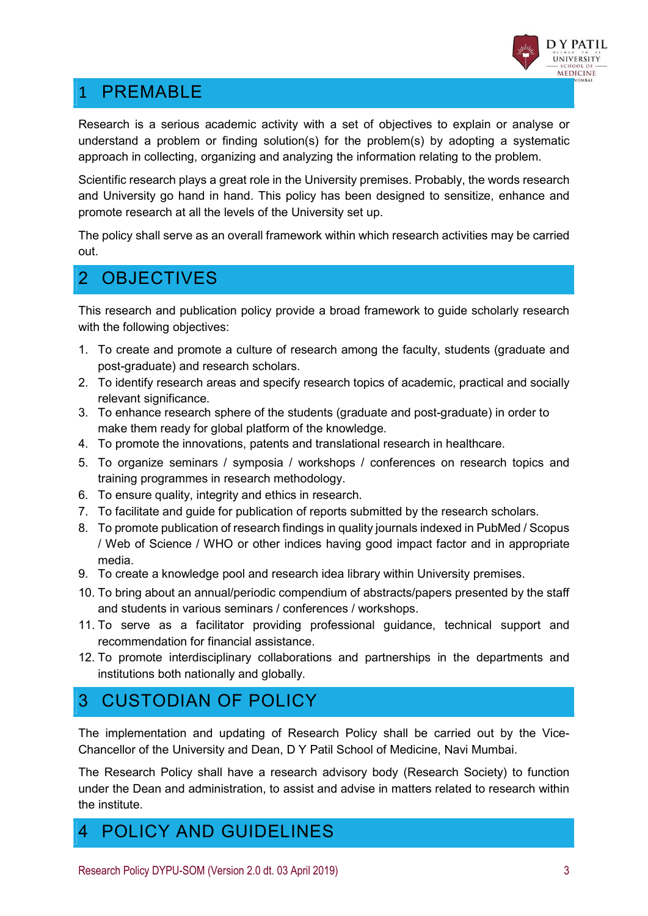# 1 PREMABLE

Research is a serious academic activity with a set of objectives to explain or analyse or understand a problem or finding solution(s) for the problem(s) by adopting a systematic approach in collecting, organizing and analyzing the information relating to the problem.

Scientific research plays a great role in the University premises. Probably, the words research and University go hand in hand. This policy has been designed to sensitize, enhance and promote research at all the levels of the University set up.

The policy shall serve as an overall framework within which research activities may be carried out.

# 2 OBJECTIVES

This research and publication policy provide a broad framework to guide scholarly research with the following objectives:

1. To create and promote a culture of research among the faculty, students (graduate and post-graduate) and research scholars.
2. To identify research areas and specify research topics of academic, practical and socially relevant significance.
3. To enhance research sphere of the students (graduate and post-graduate) in order to make them ready for global platform of the knowledge.
4. To promote the innovations, patents and translational research in healthcare.
5. To organize seminars / symposia / workshops / conferences on research topics and training programmes in research methodology.
6. To ensure quality, integrity and ethics in research.
7. To facilitate and guide for publication of reports submitted by the research scholars.
8. To promote publication of research findings in quality journals indexed in PubMed / Scopus / Web of Science / WHO or other indices having good impact factor and in appropriate media.
9. To create a knowledge pool and research idea library within University premises.
10. To bring about an annual/periodic compendium of abstracts/papers presented by the staff and students in various seminars / conferences / workshops.
11. To serve as a facilitator providing professional guidance, technical support and recommendation for financial assistance.
12. To promote interdisciplinary collaborations and partnerships in the departments and institutions both nationally and globally.

# 3 CUSTODIAN OF POLICY

The implementation and updating of Research Policy shall be carried out by the Vice-Chancellor of the University and Dean, D Y Patil School of Medicine, Navi Mumbai.

The Research Policy shall have a research advisory body (Research Society) to function under the Dean and administration, to assist and advise in matters related to research within the institute.

# 4 POLICY AND GUIDELINES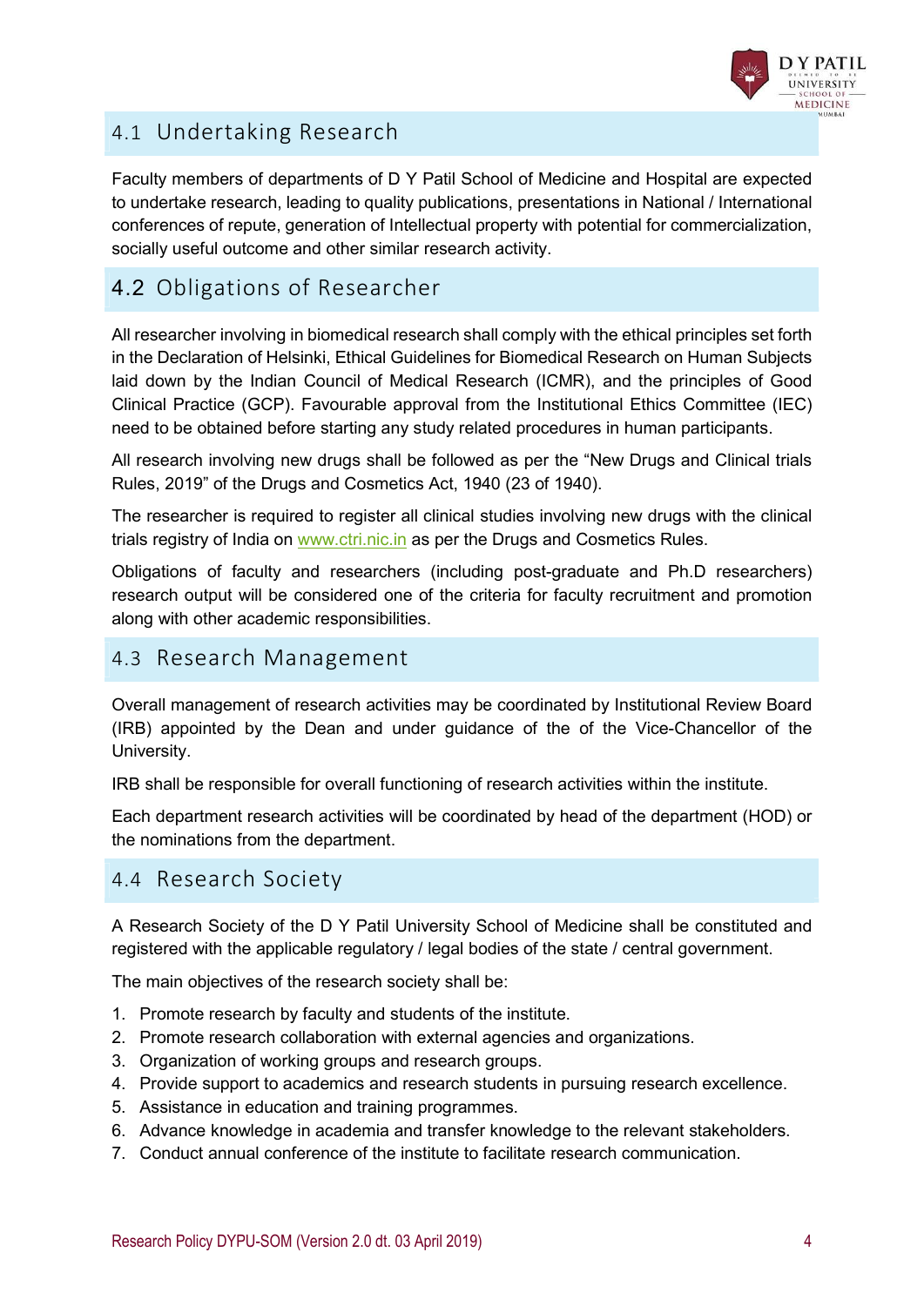## 4.1 Undertaking Research

Faculty members of departments of D Y Patil School of Medicine and Hospital are expected to undertake research, leading to quality publications, presentations in National / International conferences of repute, generation of Intellectual property with potential for commercialization, socially useful outcome and other similar research activity.

## 4.2 Obligations of Researcher

All researcher involving in biomedical research shall comply with the ethical principles set forth in the Declaration of Helsinki, Ethical Guidelines for Biomedical Research on Human Subjects laid down by the Indian Council of Medical Research (ICMR), and the principles of Good Clinical Practice (GCP). Favourable approval from the Institutional Ethics Committee (IEC) need to be obtained before starting any study related procedures in human participants.

All research involving new drugs shall be followed as per the "New Drugs and Clinical trials Rules, 2019" of the Drugs and Cosmetics Act, 1940 (23 of 1940).

The researcher is required to register all clinical studies involving new drugs with the clinical trials registry of India on www.ctri.nic.in as per the Drugs and Cosmetics Rules.

Obligations of faculty and researchers (including post-graduate and Ph.D researchers) research output will be considered one of the criteria for faculty recruitment and promotion along with other academic responsibilities.

## 4.3 Research Management

Overall management of research activities may be coordinated by Institutional Review Board (IRB) appointed by the Dean and under guidance of the of the Vice-Chancellor of the University.

IRB shall be responsible for overall functioning of research activities within the institute.

Each department research activities will be coordinated by head of the department (HOD) or the nominations from the department.

## 4.4 Research Society

A Research Society of the D Y Patil University School of Medicine shall be constituted and registered with the applicable regulatory / legal bodies of the state / central government.

The main objectives of the research society shall be:

1. Promote research by faculty and students of the institute.
2. Promote research collaboration with external agencies and organizations.
3. Organization of working groups and research groups.
4. Provide support to academics and research students in pursuing research excellence.
5. Assistance in education and training programmes.
6. Advance knowledge in academia and transfer knowledge to the relevant stakeholders.
7. Conduct annual conference of the institute to facilitate research communication.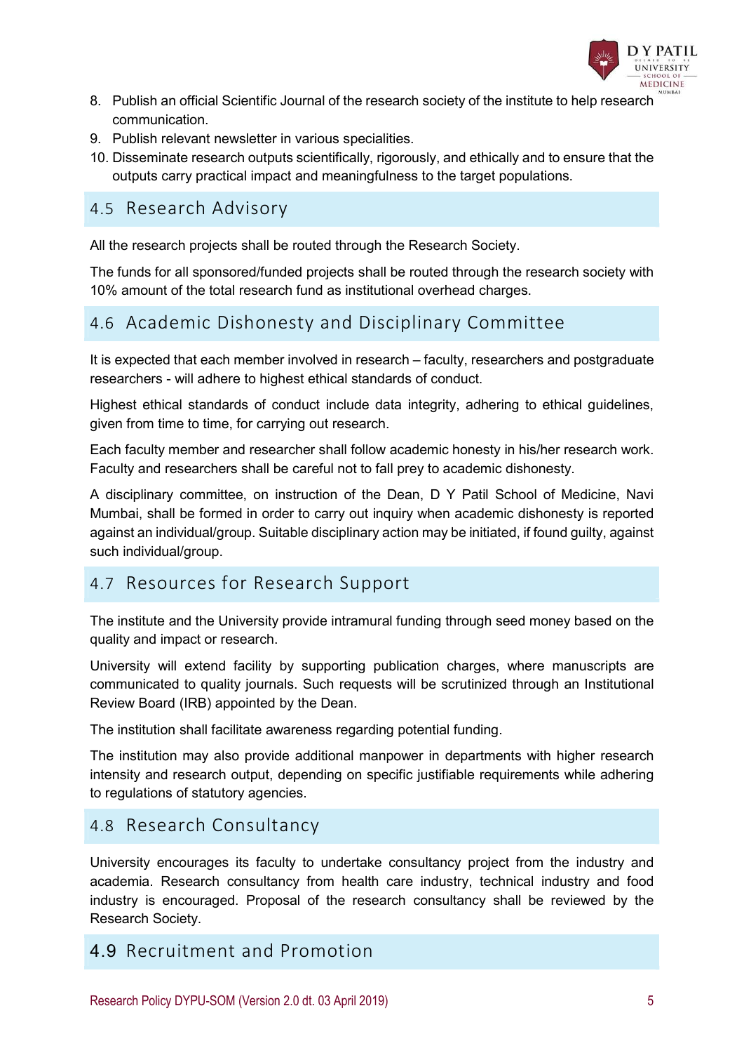8. Publish an official Scientific Journal of the research society of the institute to help research communication.
9. Publish relevant newsletter in various specialities.
10. Disseminate research outputs scientifically, rigorously, and ethically and to ensure that the outputs carry practical impact and meaningfulness to the target populations.

## 4.5 Research Advisory

All the research projects shall be routed through the Research Society.

The funds for all sponsored/funded projects shall be routed through the research society with 10% amount of the total research fund as institutional overhead charges.

## 4.6 Academic Dishonesty and Disciplinary Committee

It is expected that each member involved in research – faculty, researchers and postgraduate researchers - will adhere to highest ethical standards of conduct.

Highest ethical standards of conduct include data integrity, adhering to ethical guidelines, given from time to time, for carrying out research.

Each faculty member and researcher shall follow academic honesty in his/her research work. Faculty and researchers shall be careful not to fall prey to academic dishonesty.

A disciplinary committee, on instruction of the Dean, D Y Patil School of Medicine, Navi Mumbai, shall be formed in order to carry out inquiry when academic dishonesty is reported against an individual/group. Suitable disciplinary action may be initiated, if found guilty, against such individual/group.

## 4.7 Resources for Research Support

The institute and the University provide intramural funding through seed money based on the quality and impact or research.

University will extend facility by supporting publication charges, where manuscripts are communicated to quality journals. Such requests will be scrutinized through an Institutional Review Board (IRB) appointed by the Dean.

The institution shall facilitate awareness regarding potential funding.

The institution may also provide additional manpower in departments with higher research intensity and research output, depending on specific justifiable requirements while adhering to regulations of statutory agencies.

## 4.8 Research Consultancy

University encourages its faculty to undertake consultancy project from the industry and academia. Research consultancy from health care industry, technical industry and food industry is encouraged. Proposal of the research consultancy shall be reviewed by the Research Society.

## 4.9 Recruitment and Promotion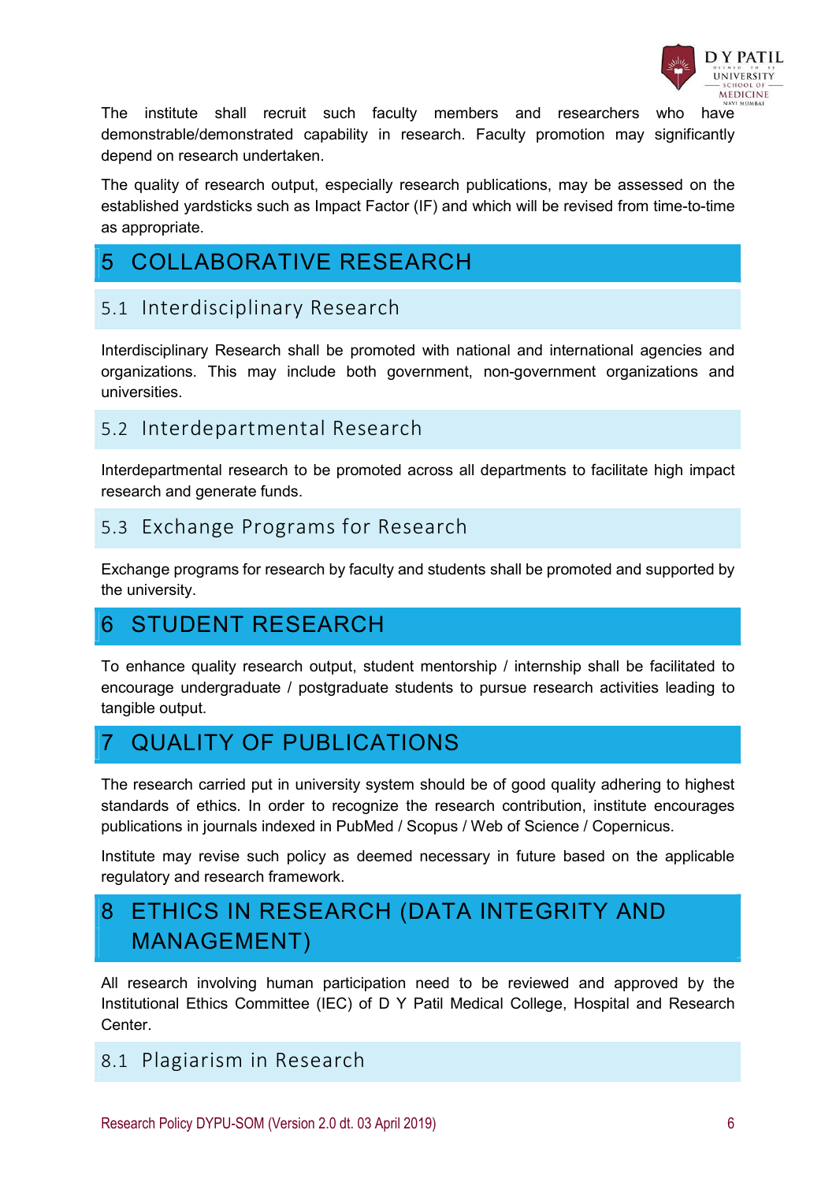The institute shall recruit such faculty members and researchers who have demonstrable/demonstrated capability in research. Faculty promotion may significantly depend on research undertaken.

The quality of research output, especially research publications, may be assessed on the established yardsticks such as Impact Factor (IF) and which will be revised from time-to-time as appropriate.

# 5 COLLABORATIVE RESEARCH

## 5.1 Interdisciplinary Research

Interdisciplinary Research shall be promoted with national and international agencies and organizations. This may include both government, non-government organizations and universities.

## 5.2 Interdepartmental Research

Interdepartmental research to be promoted across all departments to facilitate high impact research and generate funds.

## 5.3 Exchange Programs for Research

Exchange programs for research by faculty and students shall be promoted and supported by the university.

# 6 STUDENT RESEARCH

To enhance quality research output, student mentorship / internship shall be facilitated to encourage undergraduate / postgraduate students to pursue research activities leading to tangible output.

# 7 QUALITY OF PUBLICATIONS

The research carried put in university system should be of good quality adhering to highest standards of ethics. In order to recognize the research contribution, institute encourages publications in journals indexed in PubMed / Scopus / Web of Science / Copernicus.

Institute may revise such policy as deemed necessary in future based on the applicable regulatory and research framework.

# 8 ETHICS IN RESEARCH (DATA INTEGRITY AND MANAGEMENT)

All research involving human participation need to be reviewed and approved by the Institutional Ethics Committee (IEC) of D Y Patil Medical College, Hospital and Research Center.

## 8.1 Plagiarism in Research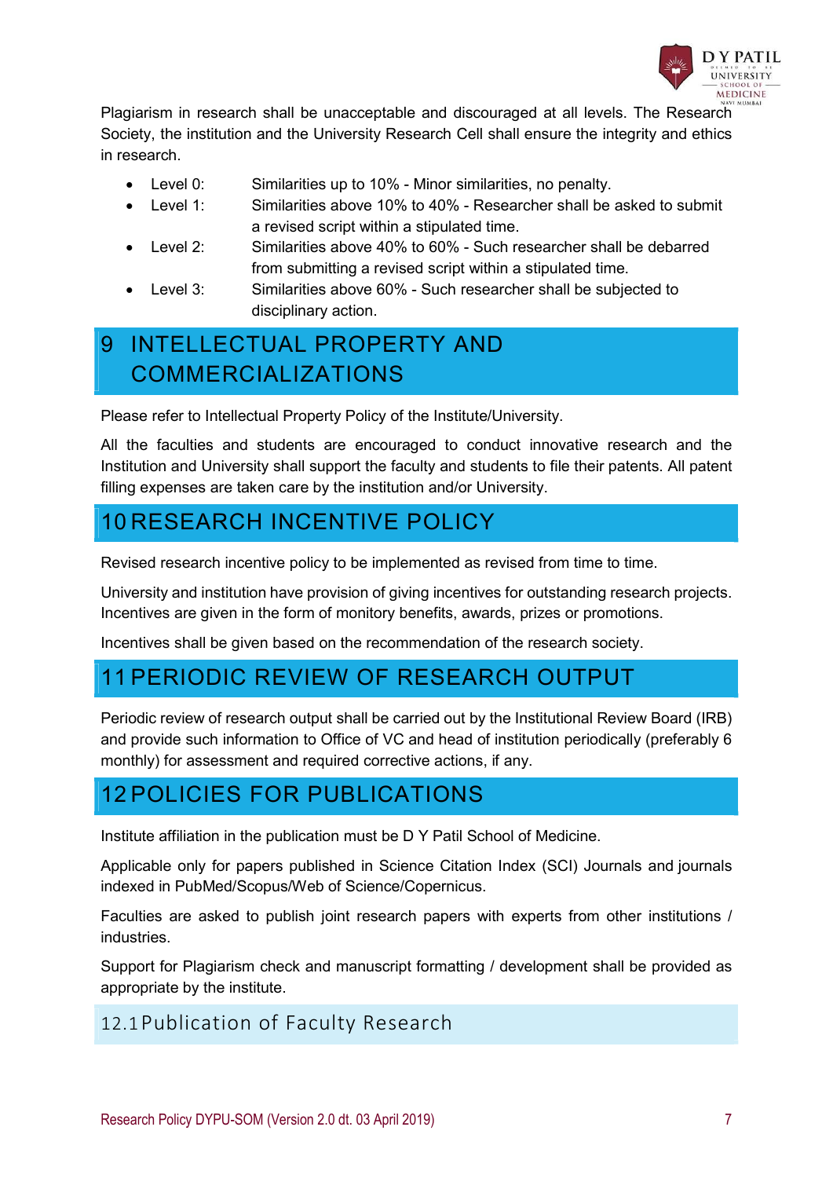Plagiarism in research shall be unacceptable and discouraged at all levels. The Research Society, the institution and the University Research Cell shall ensure the integrity and ethics in research.

- Level 0: Similarities up to 10% - Minor similarities, no penalty.
- Level 1: Similarities above 10% to 40% - Researcher shall be asked to submit a revised script within a stipulated time.
- Level 2: Similarities above 40% to 60% - Such researcher shall be debarred from submitting a revised script within a stipulated time.
- Level 3: Similarities above 60% - Such researcher shall be subjected to disciplinary action.

# 9 INTELLECTUAL PROPERTY AND COMMERCIALIZATIONS

Please refer to Intellectual Property Policy of the Institute/University.

All the faculties and students are encouraged to conduct innovative research and the Institution and University shall support the faculty and students to file their patents. All patent filling expenses are taken care by the institution and/or University.

# 10 RESEARCH INCENTIVE POLICY

Revised research incentive policy to be implemented as revised from time to time.

University and institution have provision of giving incentives for outstanding research projects. Incentives are given in the form of monitory benefits, awards, prizes or promotions.

Incentives shall be given based on the recommendation of the research society.

# 11 PERIODIC REVIEW OF RESEARCH OUTPUT

Periodic review of research output shall be carried out by the Institutional Review Board (IRB) and provide such information to Office of VC and head of institution periodically (preferably 6 monthly) for assessment and required corrective actions, if any.

# 12 POLICIES FOR PUBLICATIONS

Institute affiliation in the publication must be D Y Patil School of Medicine.

Applicable only for papers published in Science Citation Index (SCI) Journals and journals indexed in PubMed/Scopus/Web of Science/Copernicus.

Faculties are asked to publish joint research papers with experts from other institutions / industries.

Support for Plagiarism check and manuscript formatting / development shall be provided as appropriate by the institute.

## 12.1 Publication of Faculty Research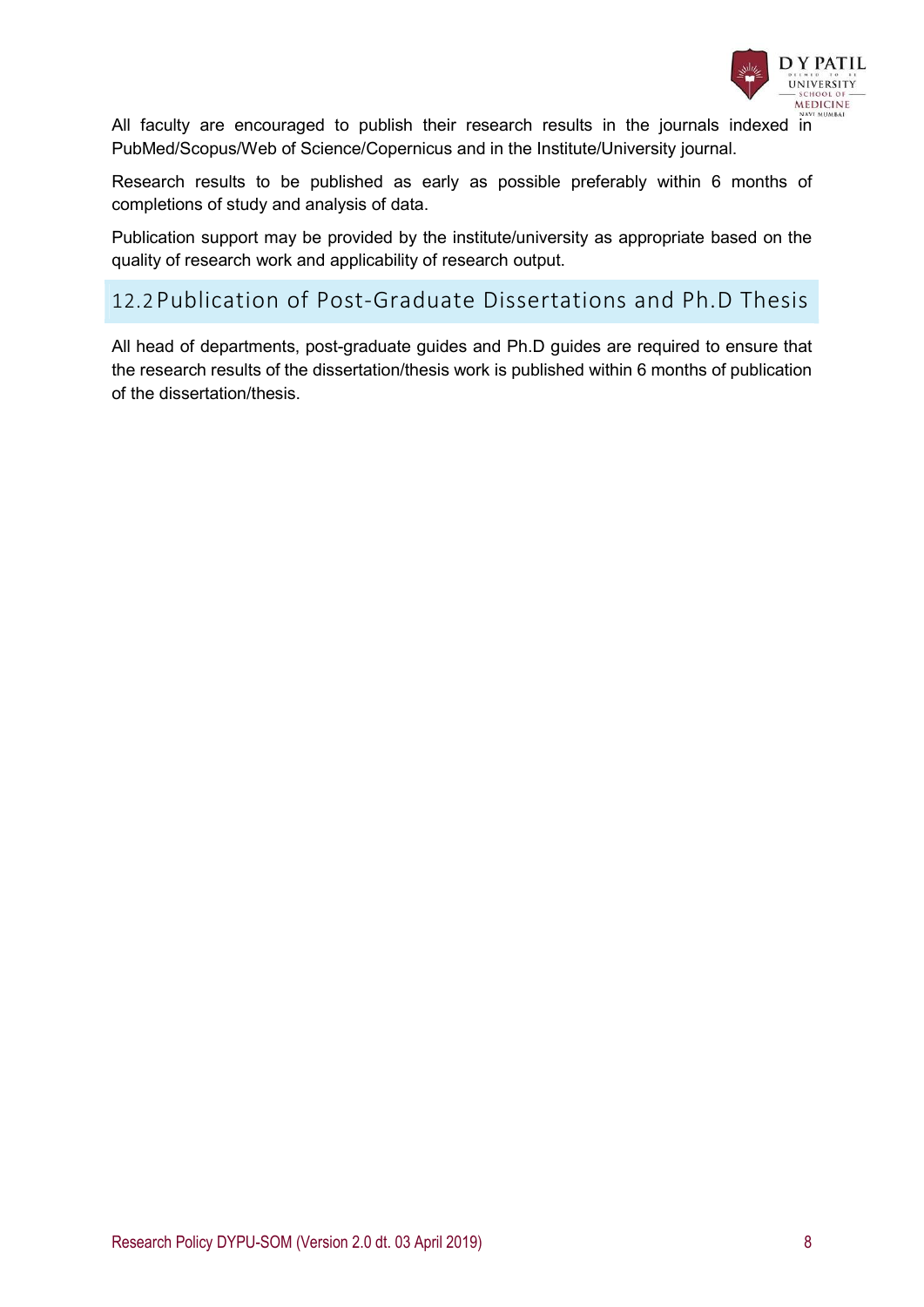All faculty are encouraged to publish their research results in the journals indexed in PubMed/Scopus/Web of Science/Copernicus and in the Institute/University journal.

Research results to be published as early as possible preferably within 6 months of completions of study and analysis of data.

Publication support may be provided by the institute/university as appropriate based on the quality of research work and applicability of research output.

## 12.2 Publication of Post-Graduate Dissertations and Ph.D Thesis

All head of departments, post-graduate guides and Ph.D guides are required to ensure that the research results of the dissertation/thesis work is published within 6 months of publication of the dissertation/thesis.